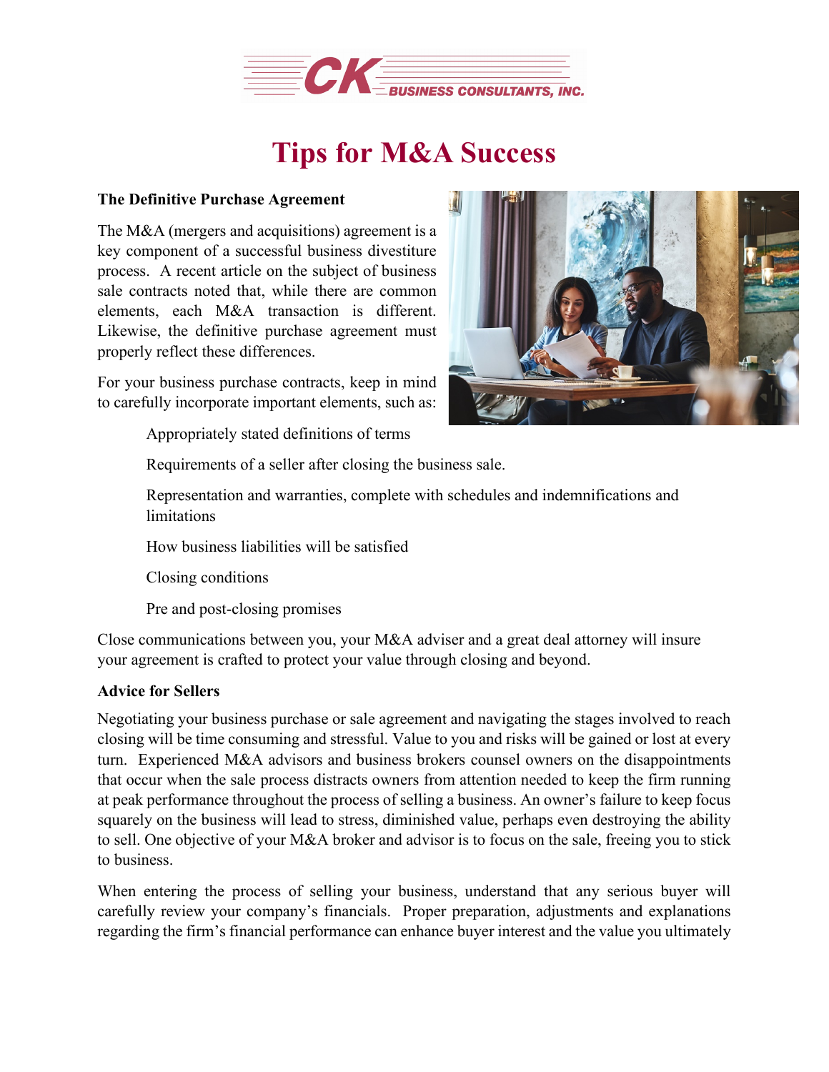CK BUSINESS CONSULTANTS, INC.

# Tips for M&A Success

### The Definitive Purchase Agreement

The M&A (mergers and acquisitions) agreement is a key component of a successful business divestiture process. A recent article on the subject of business sale contracts noted that, while there are common elements, each M&A transaction is different. Likewise, the definitive purchase agreement must properly reflect these differences.

For your business purchase contracts, keep in mind to carefully incorporate important elements, such as:

- Appropriately stated definitions of terms
- Requirements of a seller after closing the business sale.
- Representation and warranties, complete with schedules and indemnifications and limitations
- How business liabilities will be satisfied
- Closing conditions
- Pre and post-closing promises

Close communications between you, your M&A adviser and a great deal attorney will insure your agreement is crafted to protect your value through closing and beyond.

### Advice for Sellers

Negotiating your business purchase or sale agreement and navigating the stages involved to reach closing will be time consuming and stressful. Value to you and risks will be gained or lost at every turn. Experienced M&A advisors and business brokers counsel owners on the disappointments that occur when the sale process distracts owners from attention needed to keep the firm running at peak performance throughout the process of selling a business. An owner's failure to keep focus squarely on the business will lead to stress, diminished value, perhaps even destroying the ability to sell. One objective of your M&A broker and advisor is to focus on the sale, freeing you to stick to business.

When entering the process of selling your business, understand that any serious buyer will carefully review your company's financials. Proper preparation, adjustments and explanations regarding the firm's financial performance can enhance buyer interest and the value you ultimately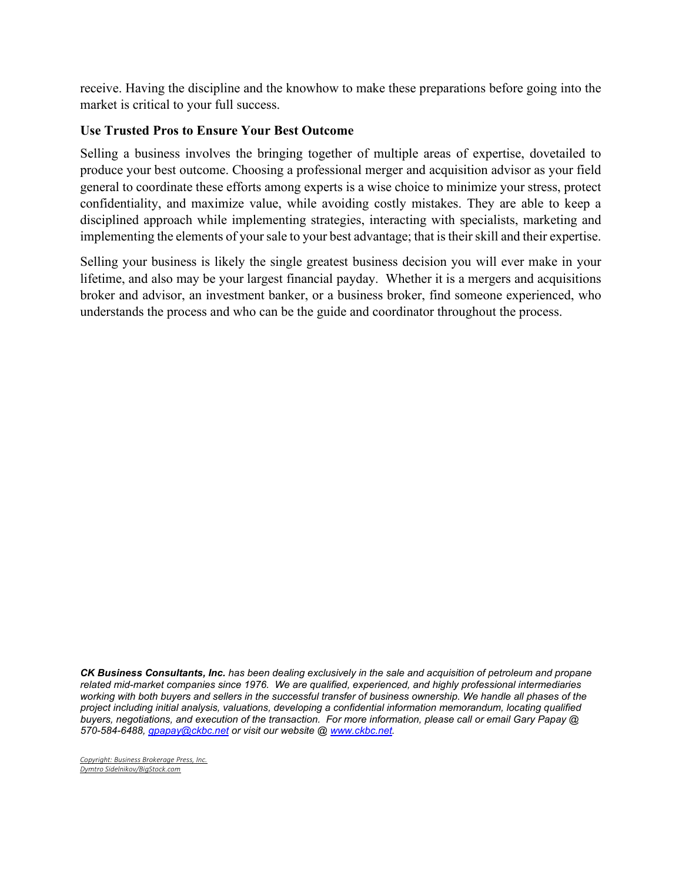receive. Having the discipline and the knowhow to make these preparations before going into the market is critical to your full success.

### Use Trusted Pros to Ensure Your Best Outcome

Selling a business involves the bringing together of multiple areas of expertise, dovetailed to produce your best outcome. Choosing a professional merger and acquisition advisor as your field general to coordinate these efforts among experts is a wise choice to minimize your stress, protect confidentiality, and maximize value, while avoiding costly mistakes. They are able to keep a disciplined approach while implementing strategies, interacting with specialists, marketing and implementing the elements of your sale to your best advantage; that is their skill and their expertise.

Selling your business is likely the single greatest business decision you will ever make in your lifetime, and also may be your largest financial payday. Whether it is a mergers and acquisitions broker and advisor, an investment banker, or a business broker, find someone experienced, who understands the process and who can be the guide and coordinator throughout the process.

***CK Business Consultants, Inc.*** *has been dealing exclusively in the sale and acquisition of petroleum and propane related mid-market companies since 1976. We are qualified, experienced, and highly professional intermediaries working with both buyers and sellers in the successful transfer of business ownership. We handle all phases of the project including initial analysis, valuations, developing a confidential information memorandum, locating qualified buyers, negotiations, and execution of the transaction. For more information, please call or email Gary Papay @ 570-584-6488, [gpapay@ckbc.net](mailto:gpapay@ckbc.net) or visit our website @ [www.ckbc.net](http://www.ckbc.net).*

*Copyright: Business Brokerage Press, Inc.*
*Dymtro Sidelnikov/BigStock.com*